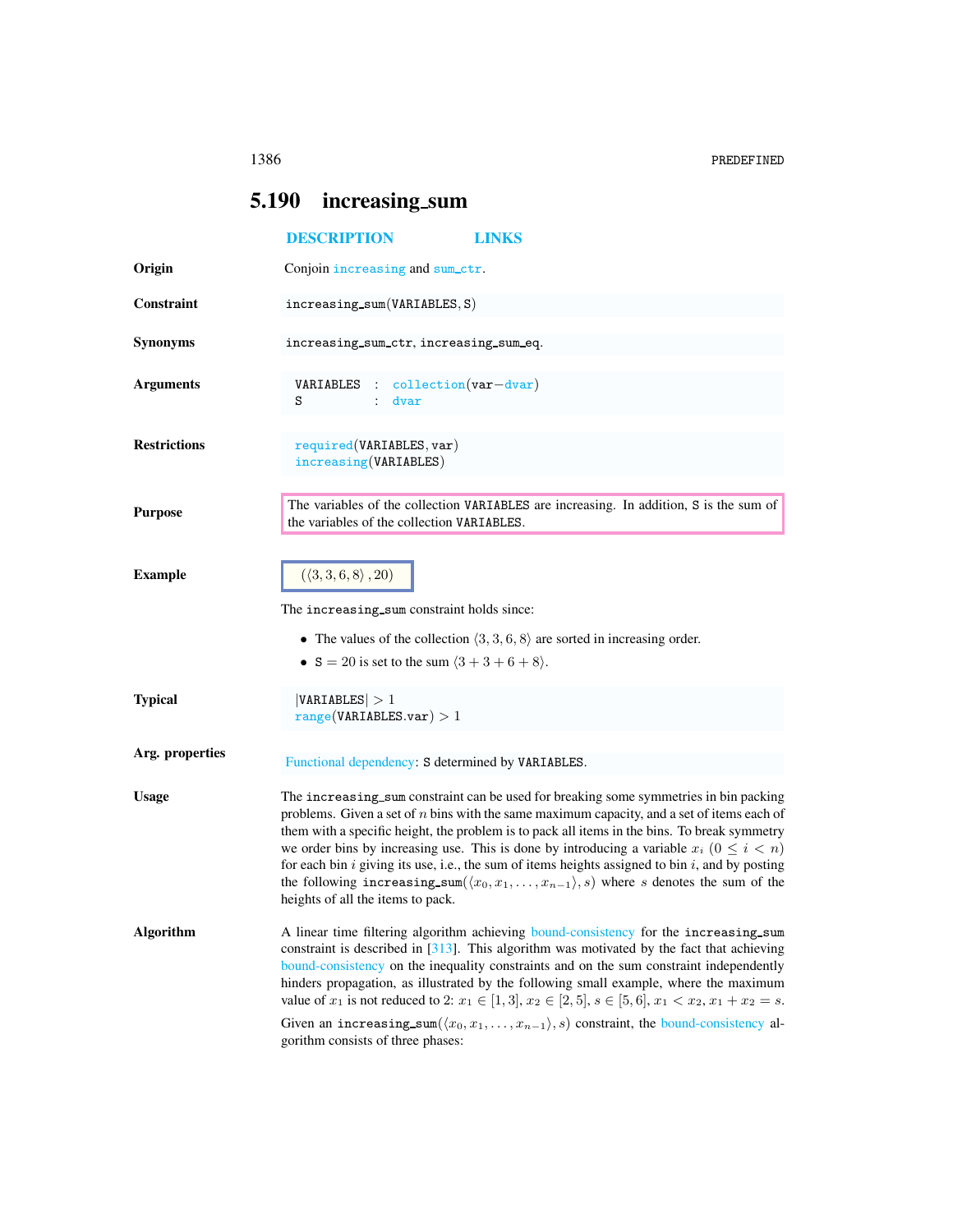## 5.190 increasing_sum

**DESCRIPTION** **LINKS**

**Origin**

Conjoin increasing and sum_ctr.

**Constraint**

increasing_sum(VARIABLES, S)

**Synonyms**

increasing_sum_ctr, increasing_sum_eq.

**Arguments**

```
VARIABLES : collection(var−dvar)
S         : dvar
```

**Restrictions**

```
required(VARIABLES, var)
increasing(VARIABLES)
```

**Purpose**

The variables of the collection VARIABLES are increasing. In addition, S is the sum of the variables of the collection VARIABLES.

**Example**

$(\langle 3, 3, 6, 8\rangle, 20)$

The increasing_sum constraint holds since:

- The values of the collection $\langle 3, 3, 6, 8\rangle$ are sorted in increasing order.
- S $= 20$ is set to the sum $\langle 3 + 3 + 6 + 8\rangle$.

**Typical**

$|$VARIABLES$| > 1$
range(VARIABLES.var) $> 1$

**Arg. properties**

Functional dependency: S determined by VARIABLES.

**Usage**

The increasing_sum constraint can be used for breaking some symmetries in bin packing problems. Given a set of $n$ bins with the same maximum capacity, and a set of items each of them with a specific height, the problem is to pack all items in the bins. To break symmetry we order bins by increasing use. This is done by introducing a variable $x_i$ $(0 \leq i < n)$ for each bin $i$ giving its use, i.e., the sum of items heights assigned to bin $i$, and by posting the following increasing_sum$(\langle x_0, x_1, \ldots, x_{n-1}\rangle, s)$ where $s$ denotes the sum of the heights of all the items to pack.

**Algorithm**

A linear time filtering algorithm achieving bound-consistency for the increasing_sum constraint is described in [313]. This algorithm was motivated by the fact that achieving bound-consistency on the inequality constraints and on the sum constraint independently hinders propagation, as illustrated by the following small example, where the maximum value of $x_1$ is not reduced to 2: $x_1 \in [1, 3]$, $x_2 \in [2, 5]$, $s \in [5, 6]$, $x_1 < x_2$, $x_1 + x_2 = s$.

Given an increasing_sum$(\langle x_0, x_1, \ldots, x_{n-1}\rangle, s)$ constraint, the bound-consistency algorithm consists of three phases: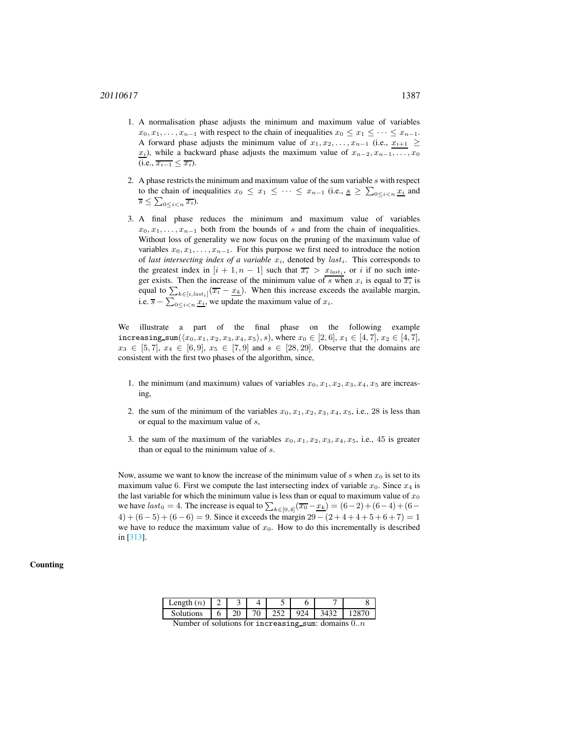1. A normalisation phase adjusts the minimum and maximum value of variables $x_0, x_1, \ldots, x_{n-1}$ with respect to the chain of inequalities $x_0 \leq x_1 \leq \cdots \leq x_{n-1}$. A forward phase adjusts the minimum value of $x_1, x_2, \ldots, x_{n-1}$ (i.e., $\underline{x_{i+1}} \geq \underline{x_i}$), while a backward phase adjusts the maximum value of $x_{n-2}, x_{n-1}, \ldots, x_0$ (i.e., $\overline{x_{i-1}} \leq \overline{x_i}$).

2. A phase restricts the minimum and maximum value of the sum variable $s$ with respect to the chain of inequalities $x_0 \leq x_1 \leq \cdots \leq x_{n-1}$ (i.e., $\underline{s} \geq \sum_{0 \leq i < n} \underline{x_i}$ and $\overline{s} \leq \sum_{0 \leq i < n} \overline{x_i}$).

3. A final phase reduces the minimum and maximum value of variables $x_0, x_1, \ldots, x_{n-1}$ both from the bounds of $s$ and from the chain of inequalities. Without loss of generality we now focus on the pruning of the maximum value of variables $x_0, x_1, \ldots, x_{n-1}$. For this purpose we first need to introduce the notion of *last intersecting index of a variable* $x_i$, denoted by $last_i$. This corresponds to the greatest index in $[i+1, n-1]$ such that $\overline{x_i} > \underline{x_{last_i}}$, or $i$ if no such integer exists. Then the increase of the minimum value of $s$ when $x_i$ is equal to $\overline{x_i}$ is equal to $\sum_{k \in [i, last_i]} (\overline{x_i} - \underline{x_k})$. When this increase exceeds the available margin, i.e. $\overline{s} - \sum_{0 \leq i < n} \underline{x_i}$, we update the maximum value of $x_i$.

We illustrate a part of the final phase on the following example `increasing_sum`($\langle x_0, x_1, x_2, x_3, x_4, x_5 \rangle, s$), where $x_0 \in [2, 6]$, $x_1 \in [4, 7]$, $x_2 \in [4, 7]$, $x_3 \in [5, 7]$, $x_4 \in [6, 9]$, $x_5 \in [7, 9]$ and $s \in [28, 29]$. Observe that the domains are consistent with the first two phases of the algorithm, since,

1. the minimum (and maximum) values of variables $x_0, x_1, x_2, x_3, x_4, x_5$ are increasing,

2. the sum of the minimum of the variables $x_0, x_1, x_2, x_3, x_4, x_5$, i.e., 28 is less than or equal to the maximum value of $s$,

3. the sum of the maximum of the variables $x_0, x_1, x_2, x_3, x_4, x_5$, i.e., 45 is greater than or equal to the minimum value of $s$.

Now, assume we want to know the increase of the minimum value of $s$ when $x_0$ is set to its maximum value 6. First we compute the last intersecting index of variable $x_0$. Since $x_4$ is the last variable for which the minimum value is less than or equal to maximum value of $x_0$ we have $last_0 = 4$. The increase is equal to $\sum_{k \in [0,4]} (\overline{x_0} - \underline{x_k}) = (6-2) + (6-4) + (6-4) + (6-5) + (6-6) = 9$. Since it exceeds the margin $29 - (2+4+4+5+6+7) = 1$ we have to reduce the maximum value of $x_0$. How to do this incrementally is described in [313].

**Counting**

| Length ($n$) | 2 | 3 | 4 | 5 | 6 | 7 | 8 |
|---|---|---|---|---|---|---|---|
| Solutions | 6 | 20 | 70 | 252 | 924 | 3432 | 12870 |

Number of solutions for `increasing_sum`: domains $0..n$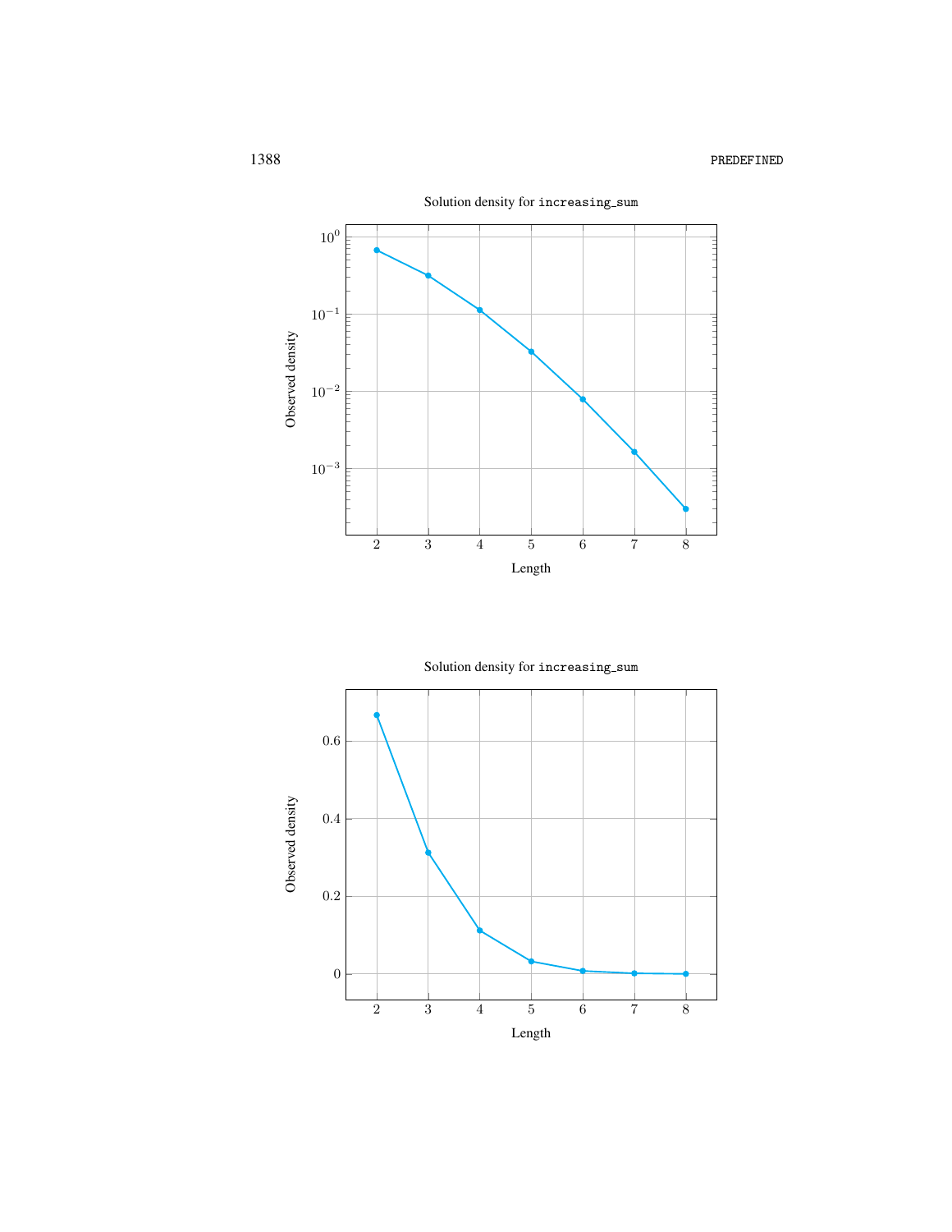Solution density for increasing_sum

Solution density for increasing_sum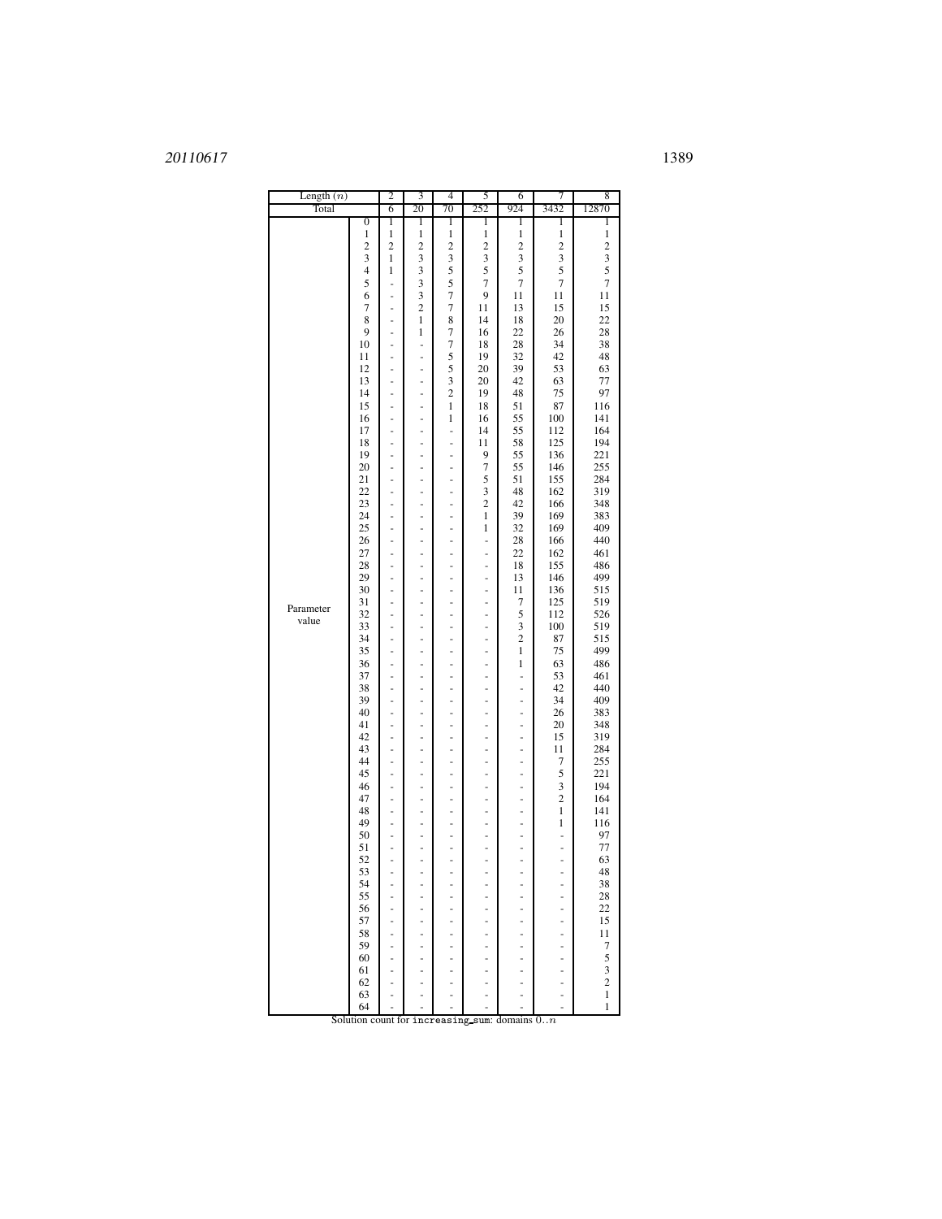| Length ($n$) | | 2 | 3 | 4 | 5 | 6 | 7 | 8 |
|---|---|---|---|---|---|---|---|---|
| Total | | 6 | 20 | 70 | 252 | 924 | 3432 | 12870 |
| Parameter value | 0 | 1 | 1 | 1 | 1 | 1 | 1 | 1 |
| | 1 | 1 | 1 | 1 | 1 | 1 | 1 | 1 |
| | 2 | 2 | 2 | 2 | 2 | 2 | 2 | 2 |
| | 3 | 1 | 3 | 3 | 3 | 3 | 3 | 3 |
| | 4 | 1 | 3 | 5 | 5 | 5 | 5 | 5 |
| | 5 | - | 3 | 5 | 7 | 7 | 7 | 7 |
| | 6 | - | 3 | 7 | 9 | 11 | 11 | 11 |
| | 7 | - | 2 | 7 | 11 | 13 | 15 | 15 |
| | 8 | - | 1 | 8 | 14 | 18 | 20 | 22 |
| | 9 | - | 1 | 7 | 16 | 22 | 26 | 28 |
| | 10 | - | - | 7 | 18 | 28 | 34 | 38 |
| | 11 | - | - | 5 | 19 | 32 | 42 | 48 |
| | 12 | - | - | 5 | 20 | 39 | 53 | 63 |
| | 13 | - | - | 3 | 20 | 42 | 63 | 77 |
| | 14 | - | - | 2 | 19 | 48 | 75 | 97 |
| | 15 | - | - | 1 | 18 | 51 | 87 | 116 |
| | 16 | - | - | 1 | 16 | 55 | 100 | 141 |
| | 17 | - | - | - | 14 | 55 | 112 | 164 |
| | 18 | - | - | - | 11 | 58 | 125 | 194 |
| | 19 | - | - | - | 9 | 55 | 136 | 221 |
| | 20 | - | - | - | 7 | 55 | 146 | 255 |
| | 21 | - | - | - | 5 | 51 | 155 | 284 |
| | 22 | - | - | - | 3 | 48 | 162 | 319 |
| | 23 | - | - | - | 2 | 42 | 166 | 348 |
| | 24 | - | - | - | 1 | 39 | 169 | 383 |
| | 25 | - | - | - | 1 | 32 | 169 | 409 |
| | 26 | - | - | - | - | 28 | 166 | 440 |
| | 27 | - | - | - | - | 22 | 162 | 461 |
| | 28 | - | - | - | - | 18 | 155 | 486 |
| | 29 | - | - | - | - | 13 | 146 | 499 |
| | 30 | - | - | - | - | 11 | 136 | 515 |
| | 31 | - | - | - | - | 7 | 125 | 519 |
| | 32 | - | - | - | - | 5 | 112 | 526 |
| | 33 | - | - | - | - | 3 | 100 | 519 |
| | 34 | - | - | - | - | 2 | 87 | 515 |
| | 35 | - | - | - | - | 1 | 75 | 499 |
| | 36 | - | - | - | - | 1 | 63 | 486 |
| | 37 | - | - | - | - | - | 53 | 461 |
| | 38 | - | - | - | - | - | 42 | 440 |
| | 39 | - | - | - | - | - | 34 | 409 |
| | 40 | - | - | - | - | - | 26 | 383 |
| | 41 | - | - | - | - | - | 20 | 348 |
| | 42 | - | - | - | - | - | 15 | 319 |
| | 43 | - | - | - | - | - | 11 | 284 |
| | 44 | - | - | - | - | - | 7 | 255 |
| | 45 | - | - | - | - | - | 5 | 221 |
| | 46 | - | - | - | - | - | 3 | 194 |
| | 47 | - | - | - | - | - | 2 | 164 |
| | 48 | - | - | - | - | - | 1 | 141 |
| | 49 | - | - | - | - | - | 1 | 116 |
| | 50 | - | - | - | - | - | - | 97 |
| | 51 | - | - | - | - | - | - | 77 |
| | 52 | - | - | - | - | - | - | 63 |
| | 53 | - | - | - | - | - | - | 48 |
| | 54 | - | - | - | - | - | - | 38 |
| | 55 | - | - | - | - | - | - | 28 |
| | 56 | - | - | - | - | - | - | 22 |
| | 57 | - | - | - | - | - | - | 15 |
| | 58 | - | - | - | - | - | - | 11 |
| | 59 | - | - | - | - | - | - | 7 |
| | 60 | - | - | - | - | - | - | 5 |
| | 61 | - | - | - | - | - | - | 3 |
| | 62 | - | - | - | - | - | - | 2 |
| | 63 | - | - | - | - | - | - | 1 |
| | 64 | - | - | - | - | - | - | 1 |

Solution count for `increasing_sum`: domains $0..n$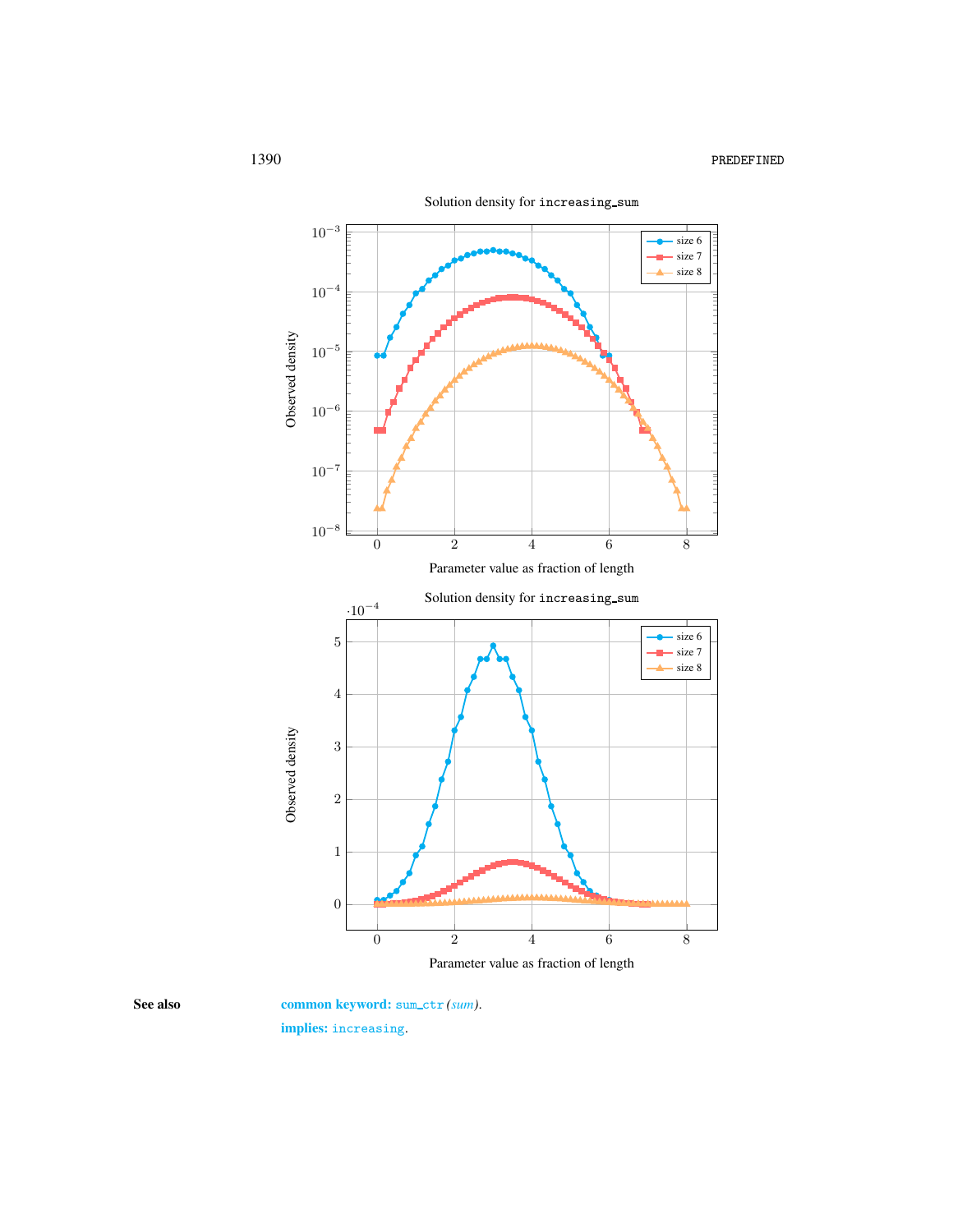Solution density for `increasing_sum`

Solution density for `increasing_sum`

**See also**

**common keyword:** `sum_ctr` *(sum)*.

**implies:** `increasing`.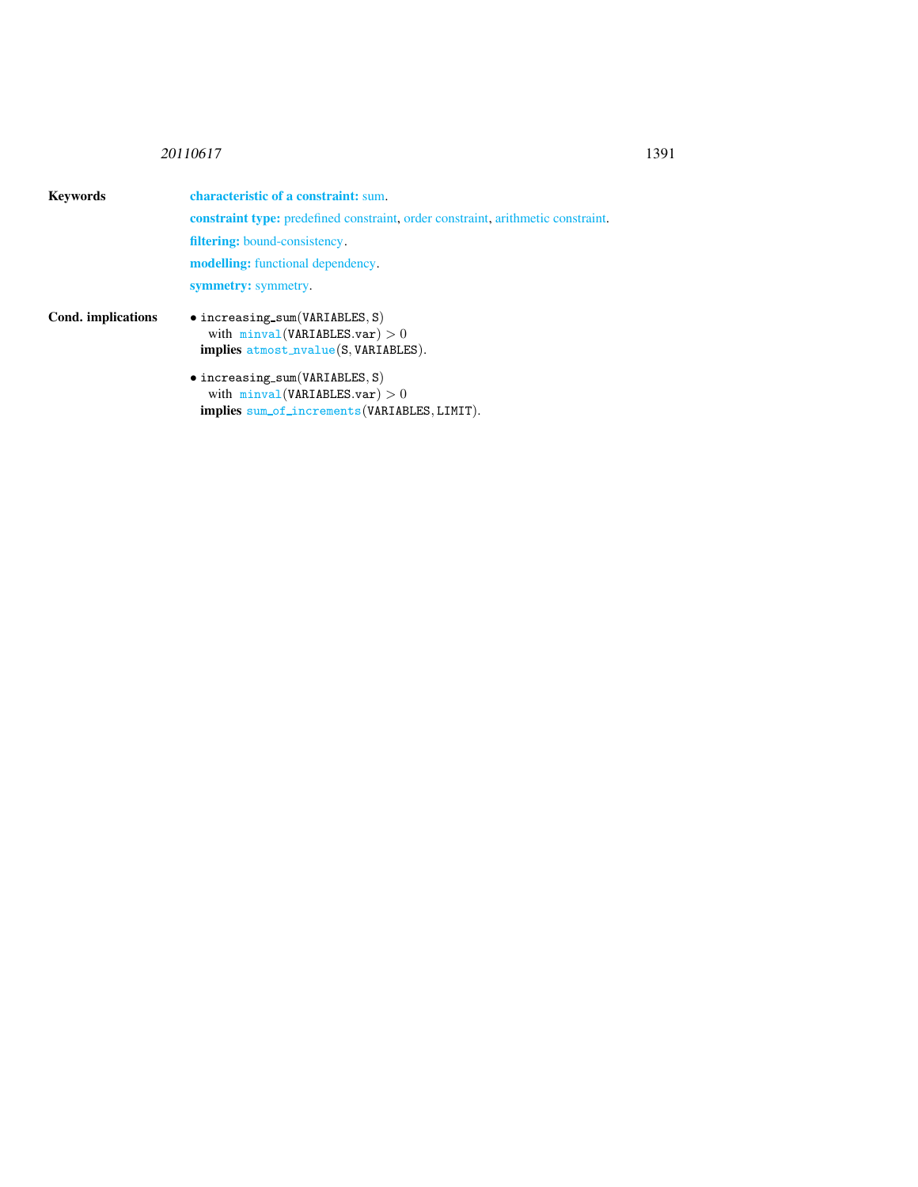**Keywords**

**characteristic of a constraint:** sum.

**constraint type:** predefined constraint, order constraint, arithmetic constraint.

**filtering:** bound-consistency.

**modelling:** functional dependency.

**symmetry:** symmetry.

**Cond. implications**

- increasing_sum(VARIABLES, S)
  with minval(VARIABLES.var) $> 0$
  **implies** atmost_nvalue(S, VARIABLES).

- increasing_sum(VARIABLES, S)
  with minval(VARIABLES.var) $> 0$
  **implies** sum_of_increments(VARIABLES, LIMIT).